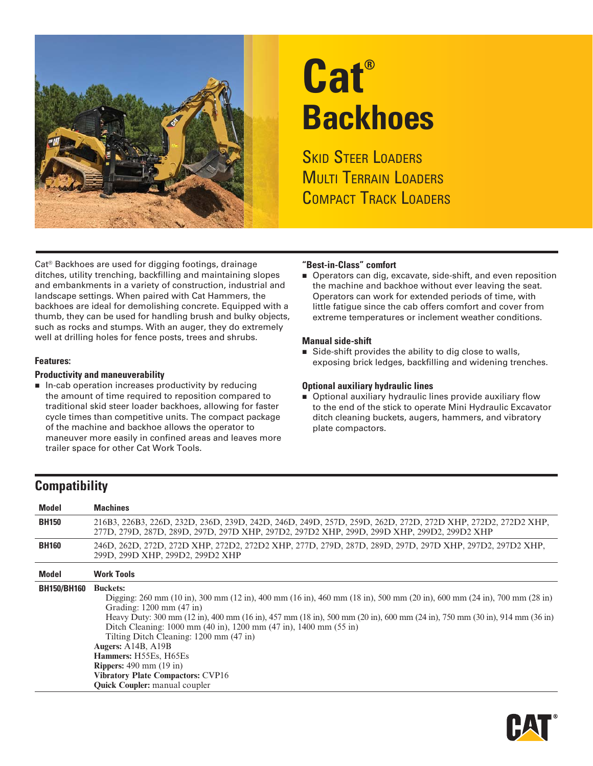# Cat® Backhoes

SKID STEER LOADERS
MULTI TERRAIN LOADERS
COMPACT TRACK LOADERS

Cat® Backhoes are used for digging footings, drainage ditches, utility trenching, backfilling and maintaining slopes and embankments in a variety of construction, industrial and landscape settings. When paired with Cat Hammers, the backhoes are ideal for demolishing concrete. Equipped with a thumb, they can be used for handling brush and bulky objects, such as rocks and stumps. With an auger, they do extremely well at drilling holes for fence posts, trees and shrubs.

**Features:**

**Productivity and maneuverability**

- In-cab operation increases productivity by reducing the amount of time required to reposition compared to traditional skid steer loader backhoes, allowing for faster cycle times than competitive units. The compact package of the machine and backhoe allows the operator to maneuver more easily in confined areas and leaves more trailer space for other Cat Work Tools.

**"Best-in-Class" comfort**

- Operators can dig, excavate, side-shift, and even reposition the machine and backhoe without ever leaving the seat. Operators can work for extended periods of time, with little fatigue since the cab offers comfort and cover from extreme temperatures or inclement weather conditions.

**Manual side-shift**

- Side-shift provides the ability to dig close to walls, exposing brick ledges, backfilling and widening trenches.

**Optional auxiliary hydraulic lines**

- Optional auxiliary hydraulic lines provide auxiliary flow to the end of the stick to operate Mini Hydraulic Excavator ditch cleaning buckets, augers, hammers, and vibratory plate compactors.

## Compatibility

| Model | Machines |
|---|---|
| **BH150** | 216B3, 226B3, 226D, 232D, 236D, 239D, 242D, 246D, 249D, 257D, 259D, 262D, 272D, 272D XHP, 272D2, 272D2 XHP, 277D, 279D, 287D, 289D, 297D, 297D XHP, 297D2, 297D2 XHP, 299D, 299D XHP, 299D2, 299D2 XHP |
| **BH160** | 246D, 262D, 272D, 272D XHP, 272D2, 272D2 XHP, 277D, 279D, 287D, 289D, 297D, 297D XHP, 297D2, 297D2 XHP, 299D, 299D XHP, 299D2, 299D2 XHP |

| Model | Work Tools |
|---|---|
| **BH150/BH160** | **Buckets:**<br>Digging: 260 mm (10 in), 300 mm (12 in), 400 mm (16 in), 460 mm (18 in), 500 mm (20 in), 600 mm (24 in), 700 mm (28 in)<br>Grading: 1200 mm (47 in)<br>Heavy Duty: 300 mm (12 in), 400 mm (16 in), 457 mm (18 in), 500 mm (20 in), 600 mm (24 in), 750 mm (30 in), 914 mm (36 in)<br>Ditch Cleaning: 1000 mm (40 in), 1200 mm (47 in), 1400 mm (55 in)<br>Tilting Ditch Cleaning: 1200 mm (47 in)<br>**Augers:** A14B, A19B<br>**Hammers:** H55Es, H65Es<br>**Rippers:** 490 mm (19 in)<br>**Vibratory Plate Compactors:** CVP16<br>**Quick Coupler:** manual coupler |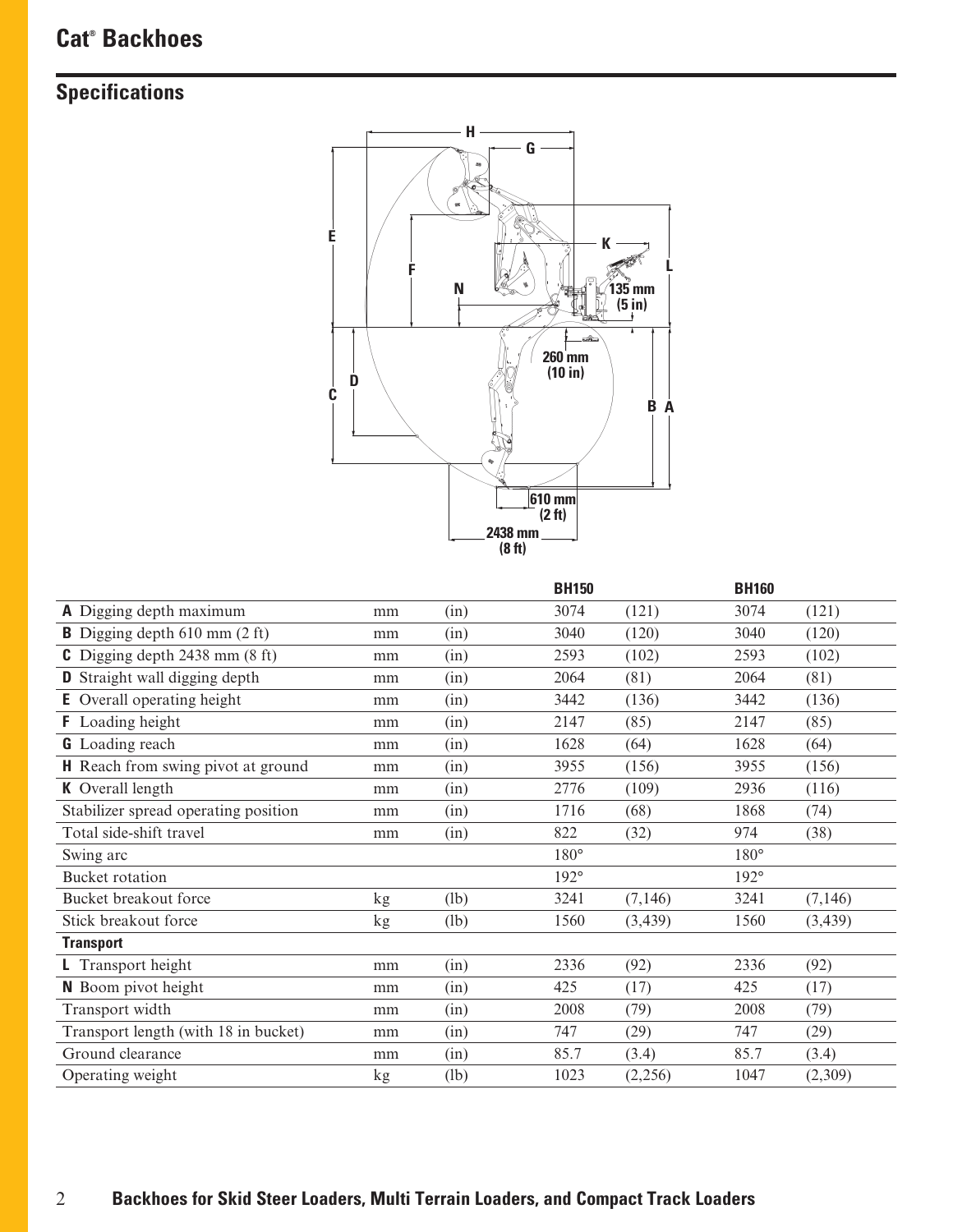# Cat® Backhoes

## Specifications

| | | | BH150 | | BH160 | |
|---|---|---|---|---|---|---|
| **A** Digging depth maximum | mm | (in) | 3074 | (121) | 3074 | (121) |
| **B** Digging depth 610 mm (2 ft) | mm | (in) | 3040 | (120) | 3040 | (120) |
| **C** Digging depth 2438 mm (8 ft) | mm | (in) | 2593 | (102) | 2593 | (102) |
| **D** Straight wall digging depth | mm | (in) | 2064 | (81) | 2064 | (81) |
| **E** Overall operating height | mm | (in) | 3442 | (136) | 3442 | (136) |
| **F** Loading height | mm | (in) | 2147 | (85) | 2147 | (85) |
| **G** Loading reach | mm | (in) | 1628 | (64) | 1628 | (64) |
| **H** Reach from swing pivot at ground | mm | (in) | 3955 | (156) | 3955 | (156) |
| **K** Overall length | mm | (in) | 2776 | (109) | 2936 | (116) |
| Stabilizer spread operating position | mm | (in) | 1716 | (68) | 1868 | (74) |
| Total side-shift travel | mm | (in) | 822 | (32) | 974 | (38) |
| Swing arc | | | 180° | | 180° | |
| Bucket rotation | | | 192° | | 192° | |
| Bucket breakout force | kg | (lb) | 3241 | (7,146) | 3241 | (7,146) |
| Stick breakout force | kg | (lb) | 1560 | (3,439) | 1560 | (3,439) |
| **Transport** | | | | | | |
| **L** Transport height | mm | (in) | 2336 | (92) | 2336 | (92) |
| **N** Boom pivot height | mm | (in) | 425 | (17) | 425 | (17) |
| Transport width | mm | (in) | 2008 | (79) | 2008 | (79) |
| Transport length (with 18 in bucket) | mm | (in) | 747 | (29) | 747 | (29) |
| Ground clearance | mm | (in) | 85.7 | (3.4) | 85.7 | (3.4) |
| Operating weight | kg | (lb) | 1023 | (2,256) | 1047 | (2,309) |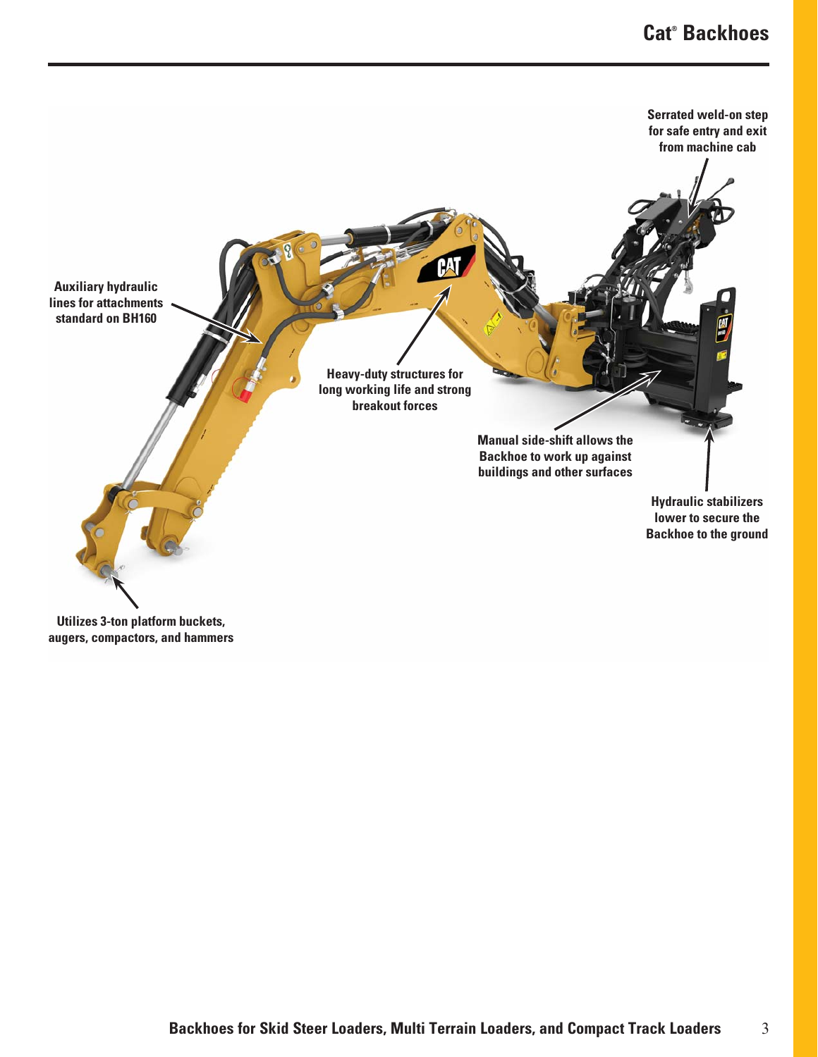Serrated weld-on step for safe entry and exit from machine cab

Auxiliary hydraulic lines for attachments standard on BH160

Heavy-duty structures for long working life and strong breakout forces

Manual side-shift allows the Backhoe to work up against buildings and other surfaces

Hydraulic stabilizers lower to secure the Backhoe to the ground

Utilizes 3-ton platform buckets, augers, compactors, and hammers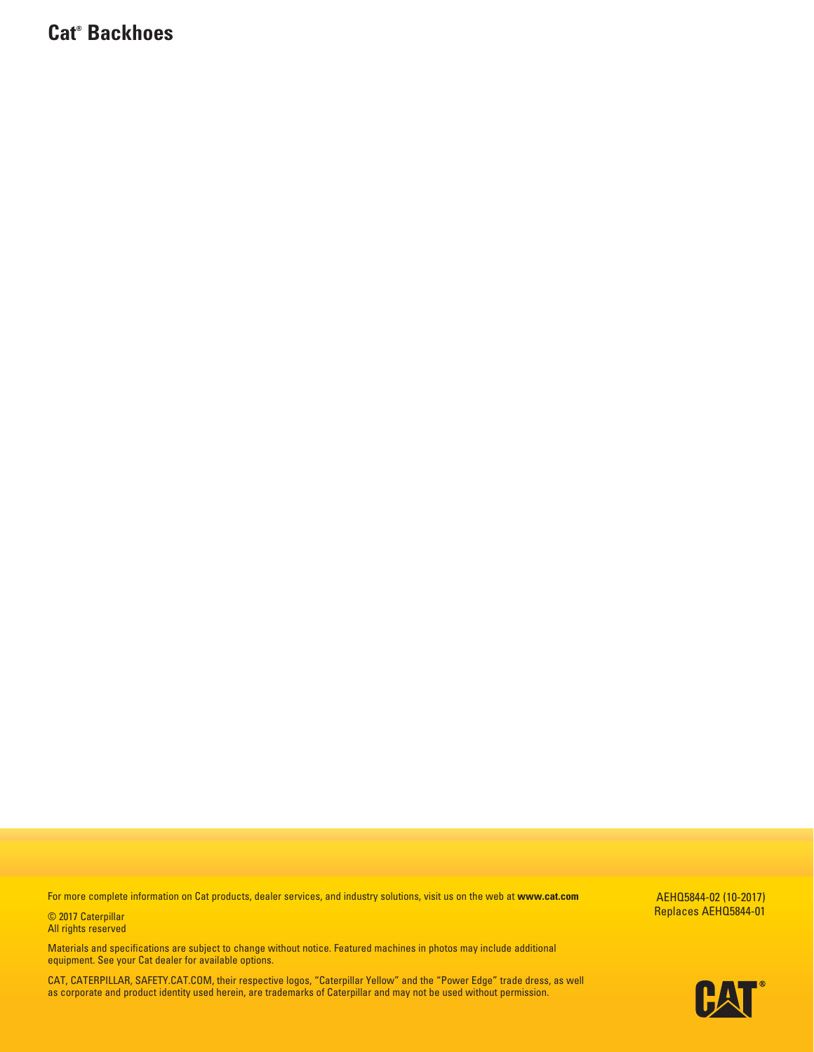# Cat® Backhoes

For more complete information on Cat products, dealer services, and industry solutions, visit us on the web at **www.cat.com**

© 2017 Caterpillar
All rights reserved

Materials and specifications are subject to change without notice. Featured machines in photos may include additional equipment. See your Cat dealer for available options.

CAT, CATERPILLAR, SAFETY.CAT.COM, their respective logos, "Caterpillar Yellow" and the "Power Edge" trade dress, as well as corporate and product identity used herein, are trademarks of Caterpillar and may not be used without permission.

AEHQ5844-02 (10-2017)
Replaces AEHQ5844-01